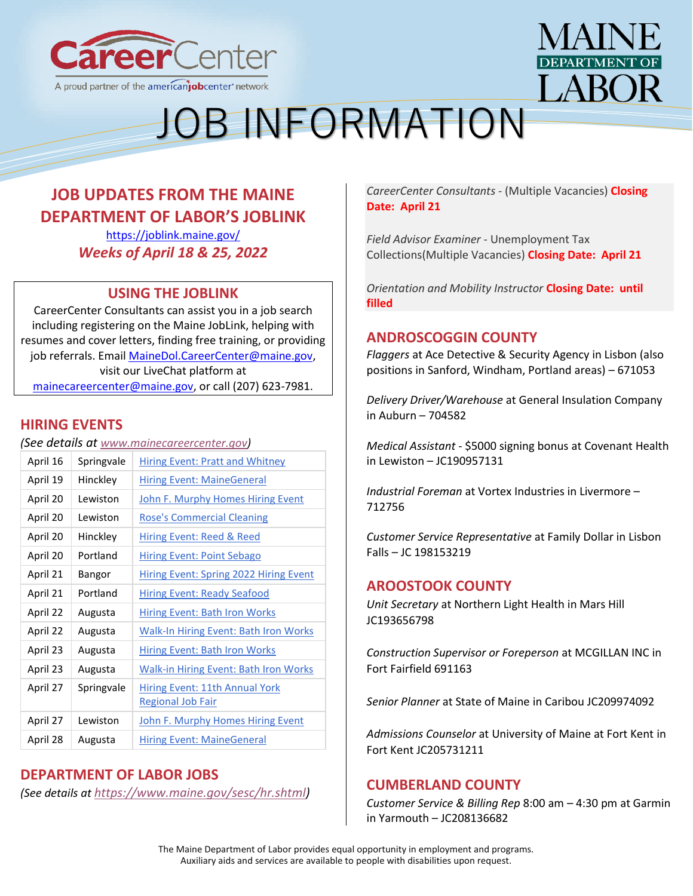# JOB INFORMATION

CareerCenter — A proud partner of the americanjobcenter network

MAINE DEPARTMENT OF LABOR

## JOB UPDATES FROM THE MAINE DEPARTMENT OF LABOR'S JOBLINK

https://joblink.maine.gov/

***Weeks of April 18 & 25, 2022***

### USING THE JOBLINK

CareerCenter Consultants can assist you in a job search including registering on the Maine JobLink, helping with resumes and cover letters, finding free training, or providing job referrals. Email MaineDol.CareerCenter@maine.gov, visit our LiveChat platform at mainecareercenter@maine.gov, or call (207) 623-7981.

## HIRING EVENTS

*(See details at www.mainecareercenter.gov)*

| Date | Location | Event |
|---|---|---|
| April 16 | Springvale | Hiring Event: Pratt and Whitney |
| April 19 | Hinckley | Hiring Event: MaineGeneral |
| April 20 | Lewiston | John F. Murphy Homes Hiring Event |
| April 20 | Lewiston | Rose's Commercial Cleaning |
| April 20 | Hinckley | Hiring Event: Reed & Reed |
| April 20 | Portland | Hiring Event: Point Sebago |
| April 21 | Bangor | Hiring Event: Spring 2022 Hiring Event |
| April 21 | Portland | Hiring Event: Ready Seafood |
| April 22 | Augusta | Hiring Event: Bath Iron Works |
| April 22 | Augusta | Walk-In Hiring Event: Bath Iron Works |
| April 23 | Augusta | Hiring Event: Bath Iron Works |
| April 23 | Augusta | Walk-in Hiring Event: Bath Iron Works |
| April 27 | Springvale | Hiring Event: 11th Annual York Regional Job Fair |
| April 27 | Lewiston | John F. Murphy Homes Hiring Event |
| April 28 | Augusta | Hiring Event: MaineGeneral |

## DEPARTMENT OF LABOR JOBS

*(See details at https://www.maine.gov/sesc/hr.shtml)*

*CareerCenter Consultants* - (Multiple Vacancies) **Closing Date: April 21**

*Field Advisor Examiner* - Unemployment Tax Collections(Multiple Vacancies) **Closing Date: April 21**

*Orientation and Mobility Instructor* **Closing Date: until filled**

## ANDROSCOGGIN COUNTY

*Flaggers* at Ace Detective & Security Agency in Lisbon (also positions in Sanford, Windham, Portland areas) – 671053

*Delivery Driver/Warehouse* at General Insulation Company in Auburn – 704582

*Medical Assistant* - $5000 signing bonus at Covenant Health in Lewiston – JC190957131

*Industrial Foreman* at Vortex Industries in Livermore – 712756

*Customer Service Representative* at Family Dollar in Lisbon Falls – JC 198153219

## AROOSTOOK COUNTY

*Unit Secretary* at Northern Light Health in Mars Hill JC193656798

*Construction Supervisor or Foreperson* at MCGILLAN INC in Fort Fairfield 691163

*Senior Planner* at State of Maine in Caribou JC209974092

*Admissions Counselor* at University of Maine at Fort Kent in Fort Kent JC205731211

## CUMBERLAND COUNTY

*Customer Service & Billing Rep* 8:00 am – 4:30 pm at Garmin in Yarmouth – JC208136682

The Maine Department of Labor provides equal opportunity in employment and programs. Auxiliary aids and services are available to people with disabilities upon request.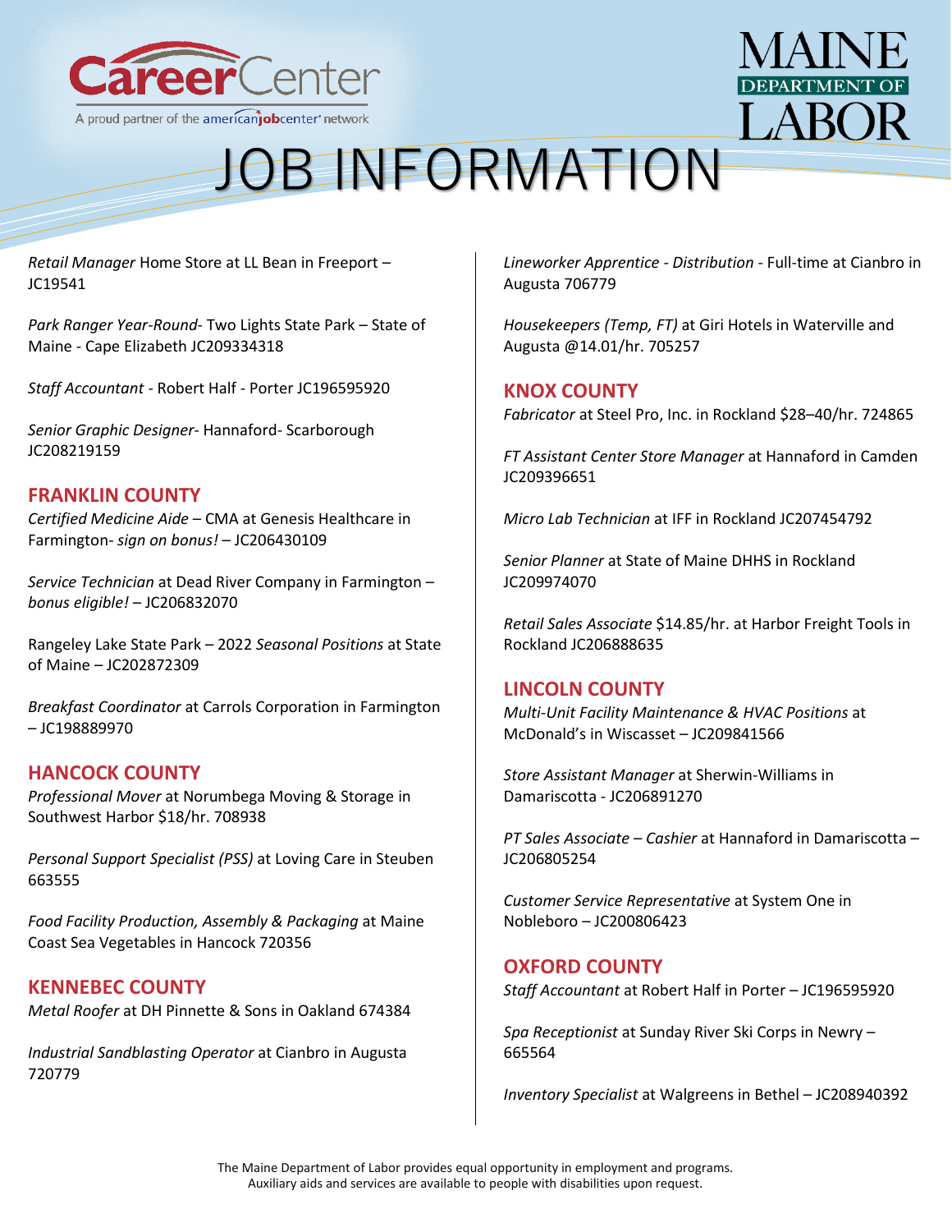# JOB INFORMATION

*Retail Manager* Home Store at LL Bean in Freeport – JC19541

*Park Ranger Year-Round*- Two Lights State Park – State of Maine - Cape Elizabeth JC209334318

*Staff Accountant* - Robert Half - Porter JC196595920

*Senior Graphic Designer*- Hannaford- Scarborough JC208219159

## FRANKLIN COUNTY

*Certified Medicine Aide* – CMA at Genesis Healthcare in Farmington- *sign on bonus!* – JC206430109

*Service Technician* at Dead River Company in Farmington – *bonus eligible!* – JC206832070

Rangeley Lake State Park – 2022 *Seasonal Positions* at State of Maine – JC202872309

*Breakfast Coordinator* at Carrols Corporation in Farmington – JC198889970

## HANCOCK COUNTY

*Professional Mover* at Norumbega Moving & Storage in Southwest Harbor $18/hr. 708938

*Personal Support Specialist (PSS)* at Loving Care in Steuben 663555

*Food Facility Production, Assembly & Packaging* at Maine Coast Sea Vegetables in Hancock 720356

## KENNEBEC COUNTY

*Metal Roofer* at DH Pinnette & Sons in Oakland 674384

*Industrial Sandblasting Operator* at Cianbro in Augusta 720779

*Lineworker Apprentice - Distribution* - Full-time at Cianbro in Augusta 706779

*Housekeepers (Temp, FT)* at Giri Hotels in Waterville and Augusta @14.01/hr. 705257

## KNOX COUNTY

*Fabricator* at Steel Pro, Inc. in Rockland $28–40/hr. 724865

*FT Assistant Center Store Manager* at Hannaford in Camden JC209396651

*Micro Lab Technician* at IFF in Rockland JC207454792

*Senior Planner* at State of Maine DHHS in Rockland JC209974070

*Retail Sales Associate* $14.85/hr. at Harbor Freight Tools in Rockland JC206888635

## LINCOLN COUNTY

*Multi-Unit Facility Maintenance & HVAC Positions* at McDonald's in Wiscasset – JC209841566

*Store Assistant Manager* at Sherwin-Williams in Damariscotta - JC206891270

*PT Sales Associate – Cashier* at Hannaford in Damariscotta – JC206805254

*Customer Service Representative* at System One in Nobleboro – JC200806423

## OXFORD COUNTY

*Staff Accountant* at Robert Half in Porter – JC196595920

*Spa Receptionist* at Sunday River Ski Corps in Newry – 665564

*Inventory Specialist* at Walgreens in Bethel – JC208940392

The Maine Department of Labor provides equal opportunity in employment and programs. Auxiliary aids and services are available to people with disabilities upon request.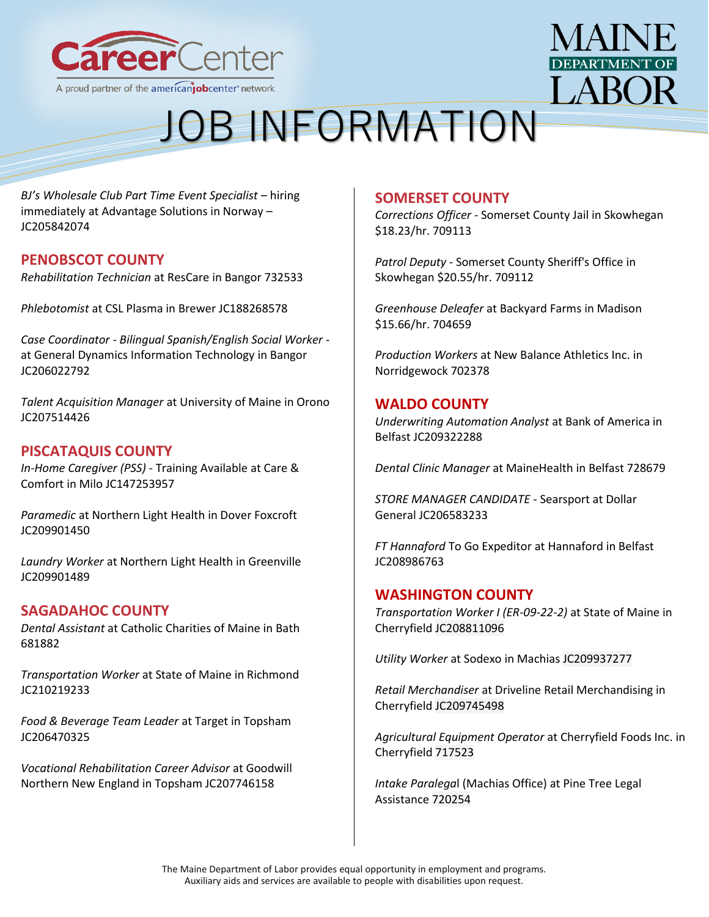# JOB INFORMATION

*BJ's Wholesale Club Part Time Event Specialist* – hiring immediately at Advantage Solutions in Norway – JC205842074

## PENOBSCOT COUNTY

*Rehabilitation Technician* at ResCare in Bangor 732533

*Phlebotomist* at CSL Plasma in Brewer JC188268578

*Case Coordinator - Bilingual Spanish/English Social Worker* - at General Dynamics Information Technology in Bangor JC206022792

*Talent Acquisition Manager* at University of Maine in Orono JC207514426

## PISCATAQUIS COUNTY

*In-Home Caregiver (PSS)* - Training Available at Care & Comfort in Milo JC147253957

*Paramedic* at Northern Light Health in Dover Foxcroft JC209901450

*Laundry Worker* at Northern Light Health in Greenville JC209901489

## SAGADAHOC COUNTY

*Dental Assistant* at Catholic Charities of Maine in Bath 681882

*Transportation Worker* at State of Maine in Richmond JC210219233

*Food & Beverage Team Leader* at Target in Topsham JC206470325

*Vocational Rehabilitation Career Advisor* at Goodwill Northern New England in Topsham JC207746158

## SOMERSET COUNTY

*Corrections Officer* - Somerset County Jail in Skowhegan $18.23/hr. 709113

*Patrol Deputy* - Somerset County Sheriff's Office in Skowhegan $20.55/hr. 709112

*Greenhouse Deleafer* at Backyard Farms in Madison $15.66/hr. 704659

*Production Workers* at New Balance Athletics Inc. in Norridgewock 702378

## WALDO COUNTY

*Underwriting Automation Analyst* at Bank of America in Belfast JC209322288

*Dental Clinic Manager* at MaineHealth in Belfast 728679

*STORE MANAGER CANDIDATE* - Searsport at Dollar General JC206583233

*FT Hannaford* To Go Expeditor at Hannaford in Belfast JC208986763

## WASHINGTON COUNTY

*Transportation Worker I (ER-09-22-2)* at State of Maine in Cherryfield JC208811096

*Utility Worker* at Sodexo in Machias JC209937277

*Retail Merchandiser* at Driveline Retail Merchandising in Cherryfield JC209745498

*Agricultural Equipment Operator* at Cherryfield Foods Inc. in Cherryfield 717523

*Intake Paralega*l (Machias Office) at Pine Tree Legal Assistance 720254

The Maine Department of Labor provides equal opportunity in employment and programs. Auxiliary aids and services are available to people with disabilities upon request.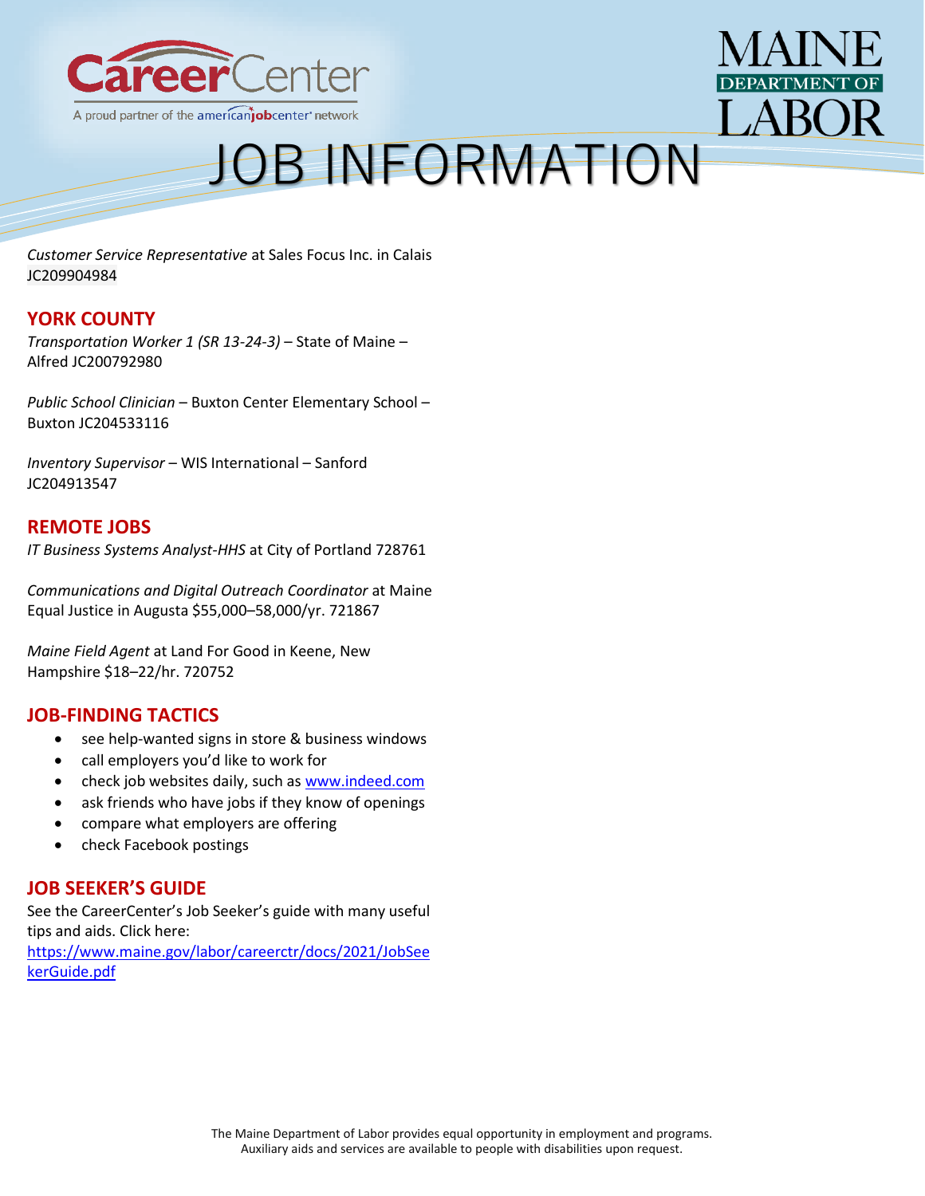# JOB INFORMATION

*Customer Service Representative* at Sales Focus Inc. in Calais JC209904984

## YORK COUNTY

*Transportation Worker 1 (SR 13-24-3)* – State of Maine – Alfred JC200792980

*Public School Clinician* – Buxton Center Elementary School – Buxton JC204533116

*Inventory Supervisor* – WIS International – Sanford JC204913547

## REMOTE JOBS

*IT Business Systems Analyst-HHS* at City of Portland 728761

*Communications and Digital Outreach Coordinator* at Maine Equal Justice in Augusta $55,000–58,000/yr. 721867

*Maine Field Agent* at Land For Good in Keene, New Hampshire $18–22/hr. 720752

## JOB-FINDING TACTICS

- see help-wanted signs in store & business windows
- call employers you'd like to work for
- check job websites daily, such as www.indeed.com
- ask friends who have jobs if they know of openings
- compare what employers are offering
- check Facebook postings

## JOB SEEKER'S GUIDE

See the CareerCenter's Job Seeker's guide with many useful tips and aids. Click here: https://www.maine.gov/labor/careerctr/docs/2021/JobSeekerGuide.pdf

The Maine Department of Labor provides equal opportunity in employment and programs. Auxiliary aids and services are available to people with disabilities upon request.